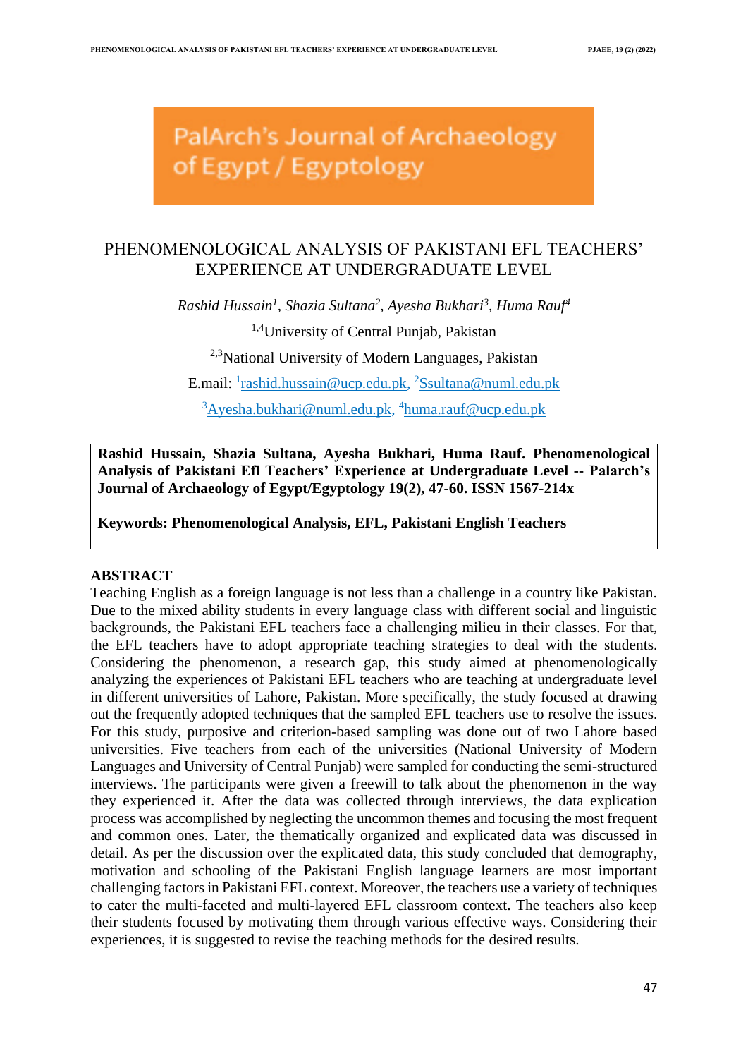PalArch's Journal of Archaeology of Egypt / Egyptology

# PHENOMENOLOGICAL ANALYSIS OF PAKISTANI EFL TEACHERS' EXPERIENCE AT UNDERGRADUATE LEVEL

*Rashid Hussain[1], Shazia Sultana[2], Ayesha Bukhari[3], Huma Rauf[4]*

[1,4]University of Central Punjab, Pakistan

[2,3]National University of Modern Languages, Pakistan

E.mail: [1]rashid.hussain@ucp.edu.pk, [2]Ssultana@numl.edu.pk

[3]Ayesha.bukhari@numl.edu.pk, [4]huma.rauf@ucp.edu.pk

**Rashid Hussain, Shazia Sultana, Ayesha Bukhari, Huma Rauf. Phenomenological Analysis of Pakistani Efl Teachers' Experience at Undergraduate Level -- Palarch's Journal of Archaeology of Egypt/Egyptology 19(2), 47-60. ISSN 1567-214x**

**Keywords: Phenomenological Analysis, EFL, Pakistani English Teachers**

## ABSTRACT

Teaching English as a foreign language is not less than a challenge in a country like Pakistan. Due to the mixed ability students in every language class with different social and linguistic backgrounds, the Pakistani EFL teachers face a challenging milieu in their classes. For that, the EFL teachers have to adopt appropriate teaching strategies to deal with the students. Considering the phenomenon, a research gap, this study aimed at phenomenologically analyzing the experiences of Pakistani EFL teachers who are teaching at undergraduate level in different universities of Lahore, Pakistan. More specifically, the study focused at drawing out the frequently adopted techniques that the sampled EFL teachers use to resolve the issues. For this study, purposive and criterion-based sampling was done out of two Lahore based universities. Five teachers from each of the universities (National University of Modern Languages and University of Central Punjab) were sampled for conducting the semi-structured interviews. The participants were given a freewill to talk about the phenomenon in the way they experienced it. After the data was collected through interviews, the data explication process was accomplished by neglecting the uncommon themes and focusing the most frequent and common ones. Later, the thematically organized and explicated data was discussed in detail. As per the discussion over the explicated data, this study concluded that demography, motivation and schooling of the Pakistani English language learners are most important challenging factors in Pakistani EFL context. Moreover, the teachers use a variety of techniques to cater the multi-faceted and multi-layered EFL classroom context. The teachers also keep their students focused by motivating them through various effective ways. Considering their experiences, it is suggested to revise the teaching methods for the desired results.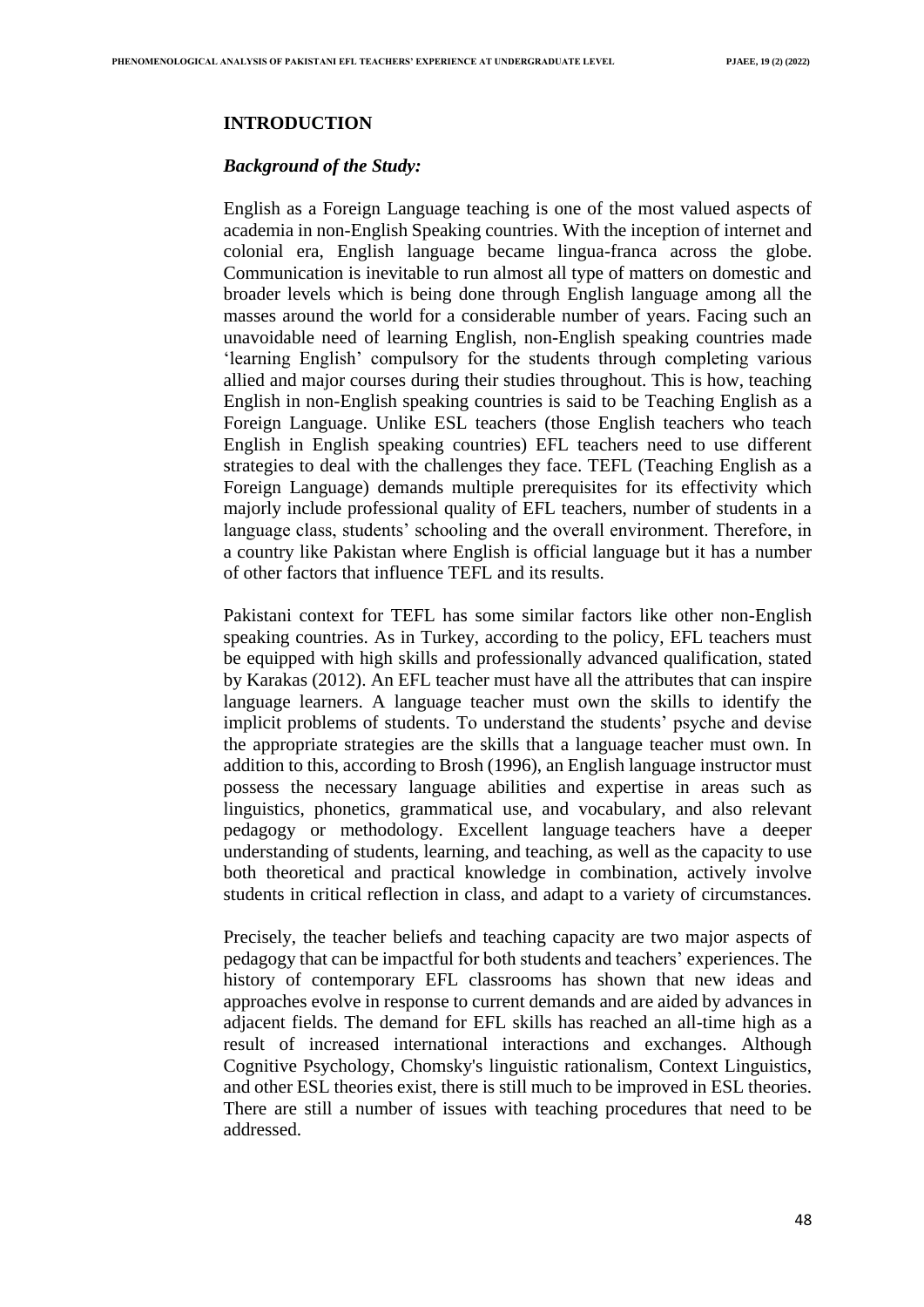## INTRODUCTION

### *Background of the Study:*

English as a Foreign Language teaching is one of the most valued aspects of academia in non-English Speaking countries. With the inception of internet and colonial era, English language became lingua-franca across the globe. Communication is inevitable to run almost all type of matters on domestic and broader levels which is being done through English language among all the masses around the world for a considerable number of years. Facing such an unavoidable need of learning English, non-English speaking countries made 'learning English' compulsory for the students through completing various allied and major courses during their studies throughout. This is how, teaching English in non-English speaking countries is said to be Teaching English as a Foreign Language. Unlike ESL teachers (those English teachers who teach English in English speaking countries) EFL teachers need to use different strategies to deal with the challenges they face. TEFL (Teaching English as a Foreign Language) demands multiple prerequisites for its effectivity which majorly include professional quality of EFL teachers, number of students in a language class, students' schooling and the overall environment. Therefore, in a country like Pakistan where English is official language but it has a number of other factors that influence TEFL and its results.

Pakistani context for TEFL has some similar factors like other non-English speaking countries. As in Turkey, according to the policy, EFL teachers must be equipped with high skills and professionally advanced qualification, stated by Karakas (2012). An EFL teacher must have all the attributes that can inspire language learners. A language teacher must own the skills to identify the implicit problems of students. To understand the students' psyche and devise the appropriate strategies are the skills that a language teacher must own. In addition to this, according to Brosh (1996), an English language instructor must possess the necessary language abilities and expertise in areas such as linguistics, phonetics, grammatical use, and vocabulary, and also relevant pedagogy or methodology. Excellent language teachers have a deeper understanding of students, learning, and teaching, as well as the capacity to use both theoretical and practical knowledge in combination, actively involve students in critical reflection in class, and adapt to a variety of circumstances.

Precisely, the teacher beliefs and teaching capacity are two major aspects of pedagogy that can be impactful for both students and teachers' experiences. The history of contemporary EFL classrooms has shown that new ideas and approaches evolve in response to current demands and are aided by advances in adjacent fields. The demand for EFL skills has reached an all-time high as a result of increased international interactions and exchanges. Although Cognitive Psychology, Chomsky's linguistic rationalism, Context Linguistics, and other ESL theories exist, there is still much to be improved in ESL theories. There are still a number of issues with teaching procedures that need to be addressed.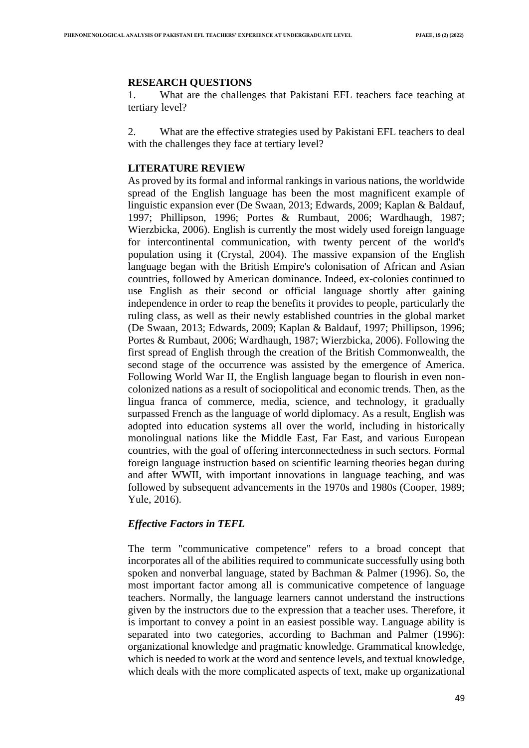## RESEARCH QUESTIONS

1. What are the challenges that Pakistani EFL teachers face teaching at tertiary level?

2. What are the effective strategies used by Pakistani EFL teachers to deal with the challenges they face at tertiary level?

## LITERATURE REVIEW

As proved by its formal and informal rankings in various nations, the worldwide spread of the English language has been the most magnificent example of linguistic expansion ever (De Swaan, 2013; Edwards, 2009; Kaplan & Baldauf, 1997; Phillipson, 1996; Portes & Rumbaut, 2006; Wardhaugh, 1987; Wierzbicka, 2006). English is currently the most widely used foreign language for intercontinental communication, with twenty percent of the world's population using it (Crystal, 2004). The massive expansion of the English language began with the British Empire's colonisation of African and Asian countries, followed by American dominance. Indeed, ex-colonies continued to use English as their second or official language shortly after gaining independence in order to reap the benefits it provides to people, particularly the ruling class, as well as their newly established countries in the global market (De Swaan, 2013; Edwards, 2009; Kaplan & Baldauf, 1997; Phillipson, 1996; Portes & Rumbaut, 2006; Wardhaugh, 1987; Wierzbicka, 2006). Following the first spread of English through the creation of the British Commonwealth, the second stage of the occurrence was assisted by the emergence of America. Following World War II, the English language began to flourish in even non-colonized nations as a result of sociopolitical and economic trends. Then, as the lingua franca of commerce, media, science, and technology, it gradually surpassed French as the language of world diplomacy. As a result, English was adopted into education systems all over the world, including in historically monolingual nations like the Middle East, Far East, and various European countries, with the goal of offering interconnectedness in such sectors. Formal foreign language instruction based on scientific learning theories began during and after WWII, with important innovations in language teaching, and was followed by subsequent advancements in the 1970s and 1980s (Cooper, 1989; Yule, 2016).

### *Effective Factors in TEFL*

The term "communicative competence" refers to a broad concept that incorporates all of the abilities required to communicate successfully using both spoken and nonverbal language, stated by Bachman & Palmer (1996). So, the most important factor among all is communicative competence of language teachers. Normally, the language learners cannot understand the instructions given by the instructors due to the expression that a teacher uses. Therefore, it is important to convey a point in an easiest possible way. Language ability is separated into two categories, according to Bachman and Palmer (1996): organizational knowledge and pragmatic knowledge. Grammatical knowledge, which is needed to work at the word and sentence levels, and textual knowledge, which deals with the more complicated aspects of text, make up organizational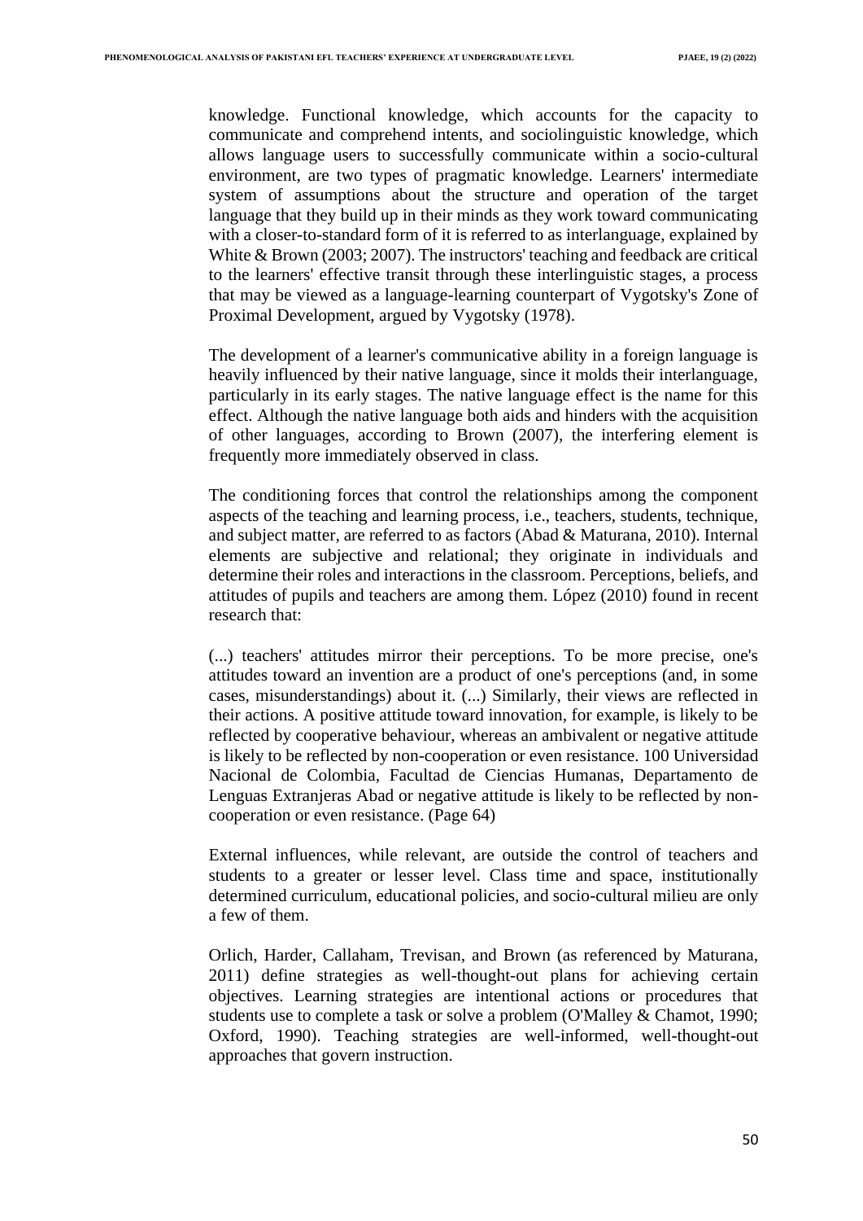knowledge. Functional knowledge, which accounts for the capacity to communicate and comprehend intents, and sociolinguistic knowledge, which allows language users to successfully communicate within a socio-cultural environment, are two types of pragmatic knowledge. Learners' intermediate system of assumptions about the structure and operation of the target language that they build up in their minds as they work toward communicating with a closer-to-standard form of it is referred to as interlanguage, explained by White & Brown (2003; 2007). The instructors' teaching and feedback are critical to the learners' effective transit through these interlinguistic stages, a process that may be viewed as a language-learning counterpart of Vygotsky's Zone of Proximal Development, argued by Vygotsky (1978).

The development of a learner's communicative ability in a foreign language is heavily influenced by their native language, since it molds their interlanguage, particularly in its early stages. The native language effect is the name for this effect. Although the native language both aids and hinders with the acquisition of other languages, according to Brown (2007), the interfering element is frequently more immediately observed in class.

The conditioning forces that control the relationships among the component aspects of the teaching and learning process, i.e., teachers, students, technique, and subject matter, are referred to as factors (Abad & Maturana, 2010). Internal elements are subjective and relational; they originate in individuals and determine their roles and interactions in the classroom. Perceptions, beliefs, and attitudes of pupils and teachers are among them. López (2010) found in recent research that:

(...) teachers' attitudes mirror their perceptions. To be more precise, one's attitudes toward an invention are a product of one's perceptions (and, in some cases, misunderstandings) about it. (...) Similarly, their views are reflected in their actions. A positive attitude toward innovation, for example, is likely to be reflected by cooperative behaviour, whereas an ambivalent or negative attitude is likely to be reflected by non-cooperation or even resistance. 100 Universidad Nacional de Colombia, Facultad de Ciencias Humanas, Departamento de Lenguas Extranjeras Abad or negative attitude is likely to be reflected by non-cooperation or even resistance. (Page 64)

External influences, while relevant, are outside the control of teachers and students to a greater or lesser level. Class time and space, institutionally determined curriculum, educational policies, and socio-cultural milieu are only a few of them.

Orlich, Harder, Callaham, Trevisan, and Brown (as referenced by Maturana, 2011) define strategies as well-thought-out plans for achieving certain objectives. Learning strategies are intentional actions or procedures that students use to complete a task or solve a problem (O'Malley & Chamot, 1990; Oxford, 1990). Teaching strategies are well-informed, well-thought-out approaches that govern instruction.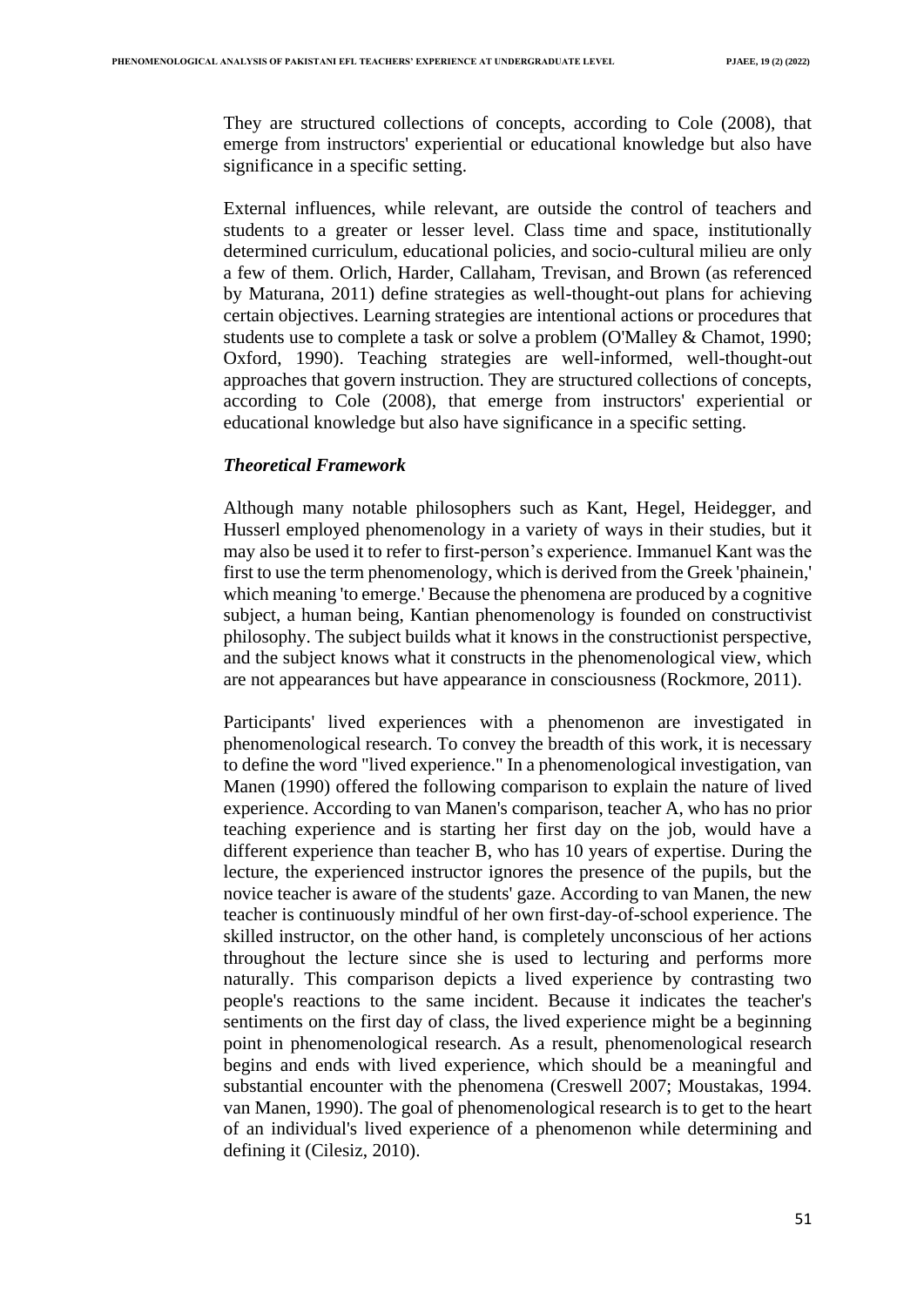They are structured collections of concepts, according to Cole (2008), that emerge from instructors' experiential or educational knowledge but also have significance in a specific setting.

External influences, while relevant, are outside the control of teachers and students to a greater or lesser level. Class time and space, institutionally determined curriculum, educational policies, and socio-cultural milieu are only a few of them. Orlich, Harder, Callaham, Trevisan, and Brown (as referenced by Maturana, 2011) define strategies as well-thought-out plans for achieving certain objectives. Learning strategies are intentional actions or procedures that students use to complete a task or solve a problem (O'Malley & Chamot, 1990; Oxford, 1990). Teaching strategies are well-informed, well-thought-out approaches that govern instruction. They are structured collections of concepts, according to Cole (2008), that emerge from instructors' experiential or educational knowledge but also have significance in a specific setting.

### *Theoretical Framework*

Although many notable philosophers such as Kant, Hegel, Heidegger, and Husserl employed phenomenology in a variety of ways in their studies, but it may also be used it to refer to first-person's experience. Immanuel Kant was the first to use the term phenomenology, which is derived from the Greek 'phainein,' which meaning 'to emerge.' Because the phenomena are produced by a cognitive subject, a human being, Kantian phenomenology is founded on constructivist philosophy. The subject builds what it knows in the constructionist perspective, and the subject knows what it constructs in the phenomenological view, which are not appearances but have appearance in consciousness (Rockmore, 2011).

Participants' lived experiences with a phenomenon are investigated in phenomenological research. To convey the breadth of this work, it is necessary to define the word "lived experience." In a phenomenological investigation, van Manen (1990) offered the following comparison to explain the nature of lived experience. According to van Manen's comparison, teacher A, who has no prior teaching experience and is starting her first day on the job, would have a different experience than teacher B, who has 10 years of expertise. During the lecture, the experienced instructor ignores the presence of the pupils, but the novice teacher is aware of the students' gaze. According to van Manen, the new teacher is continuously mindful of her own first-day-of-school experience. The skilled instructor, on the other hand, is completely unconscious of her actions throughout the lecture since she is used to lecturing and performs more naturally. This comparison depicts a lived experience by contrasting two people's reactions to the same incident. Because it indicates the teacher's sentiments on the first day of class, the lived experience might be a beginning point in phenomenological research. As a result, phenomenological research begins and ends with lived experience, which should be a meaningful and substantial encounter with the phenomena (Creswell 2007; Moustakas, 1994. van Manen, 1990). The goal of phenomenological research is to get to the heart of an individual's lived experience of a phenomenon while determining and defining it (Cilesiz, 2010).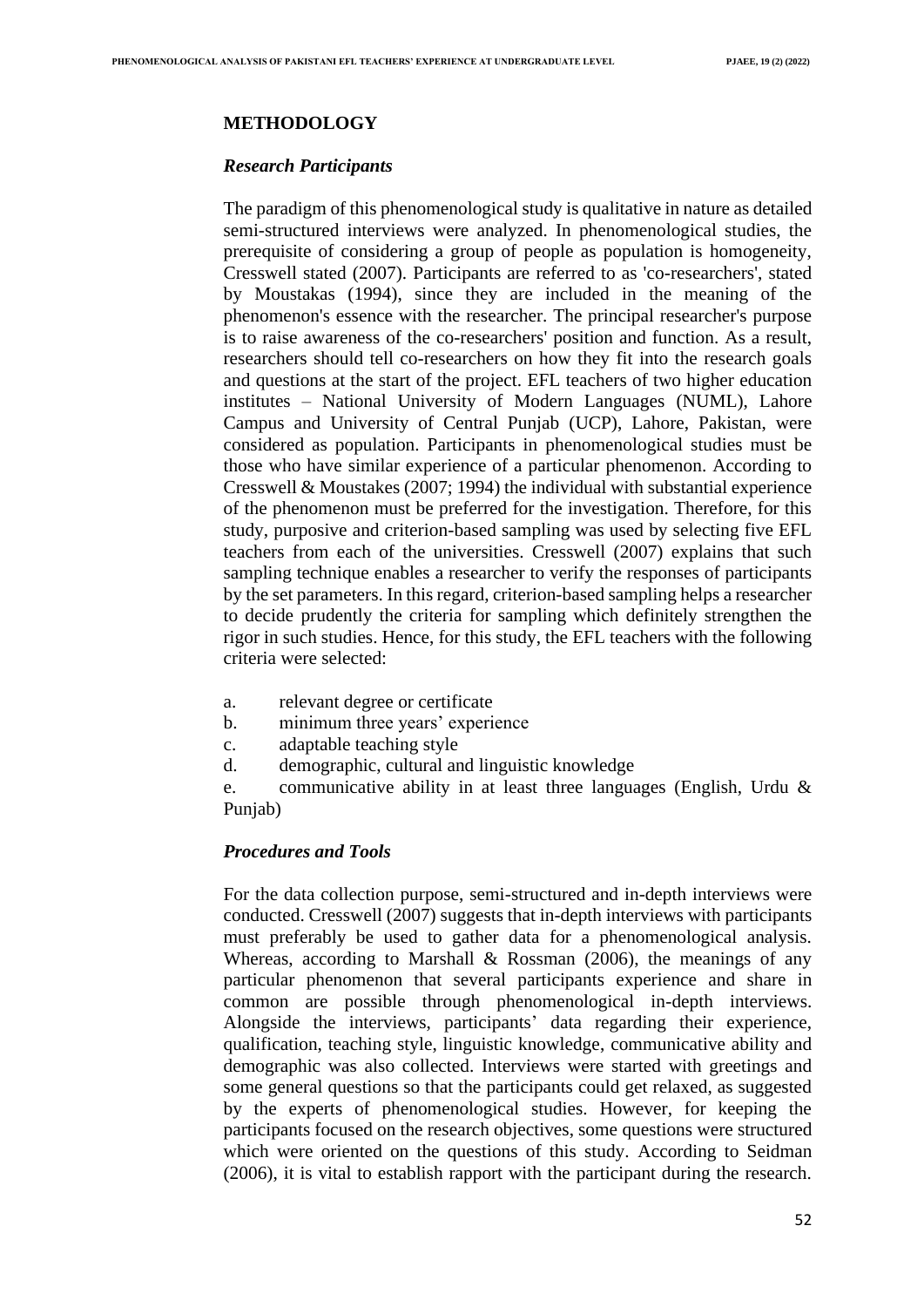## METHODOLOGY

### *Research Participants*

The paradigm of this phenomenological study is qualitative in nature as detailed semi-structured interviews were analyzed. In phenomenological studies, the prerequisite of considering a group of people as population is homogeneity, Cresswell stated (2007). Participants are referred to as 'co-researchers', stated by Moustakas (1994), since they are included in the meaning of the phenomenon's essence with the researcher. The principal researcher's purpose is to raise awareness of the co-researchers' position and function. As a result, researchers should tell co-researchers on how they fit into the research goals and questions at the start of the project. EFL teachers of two higher education institutes – National University of Modern Languages (NUML), Lahore Campus and University of Central Punjab (UCP), Lahore, Pakistan, were considered as population. Participants in phenomenological studies must be those who have similar experience of a particular phenomenon. According to Cresswell & Moustakes (2007; 1994) the individual with substantial experience of the phenomenon must be preferred for the investigation. Therefore, for this study, purposive and criterion-based sampling was used by selecting five EFL teachers from each of the universities. Cresswell (2007) explains that such sampling technique enables a researcher to verify the responses of participants by the set parameters. In this regard, criterion-based sampling helps a researcher to decide prudently the criteria for sampling which definitely strengthen the rigor in such studies. Hence, for this study, the EFL teachers with the following criteria were selected:

a. relevant degree or certificate
b. minimum three years' experience
c. adaptable teaching style
d. demographic, cultural and linguistic knowledge
e. communicative ability in at least three languages (English, Urdu & Punjab)

### *Procedures and Tools*

For the data collection purpose, semi-structured and in-depth interviews were conducted. Cresswell (2007) suggests that in-depth interviews with participants must preferably be used to gather data for a phenomenological analysis. Whereas, according to Marshall & Rossman (2006), the meanings of any particular phenomenon that several participants experience and share in common are possible through phenomenological in-depth interviews. Alongside the interviews, participants' data regarding their experience, qualification, teaching style, linguistic knowledge, communicative ability and demographic was also collected. Interviews were started with greetings and some general questions so that the participants could get relaxed, as suggested by the experts of phenomenological studies. However, for keeping the participants focused on the research objectives, some questions were structured which were oriented on the questions of this study. According to Seidman (2006), it is vital to establish rapport with the participant during the research.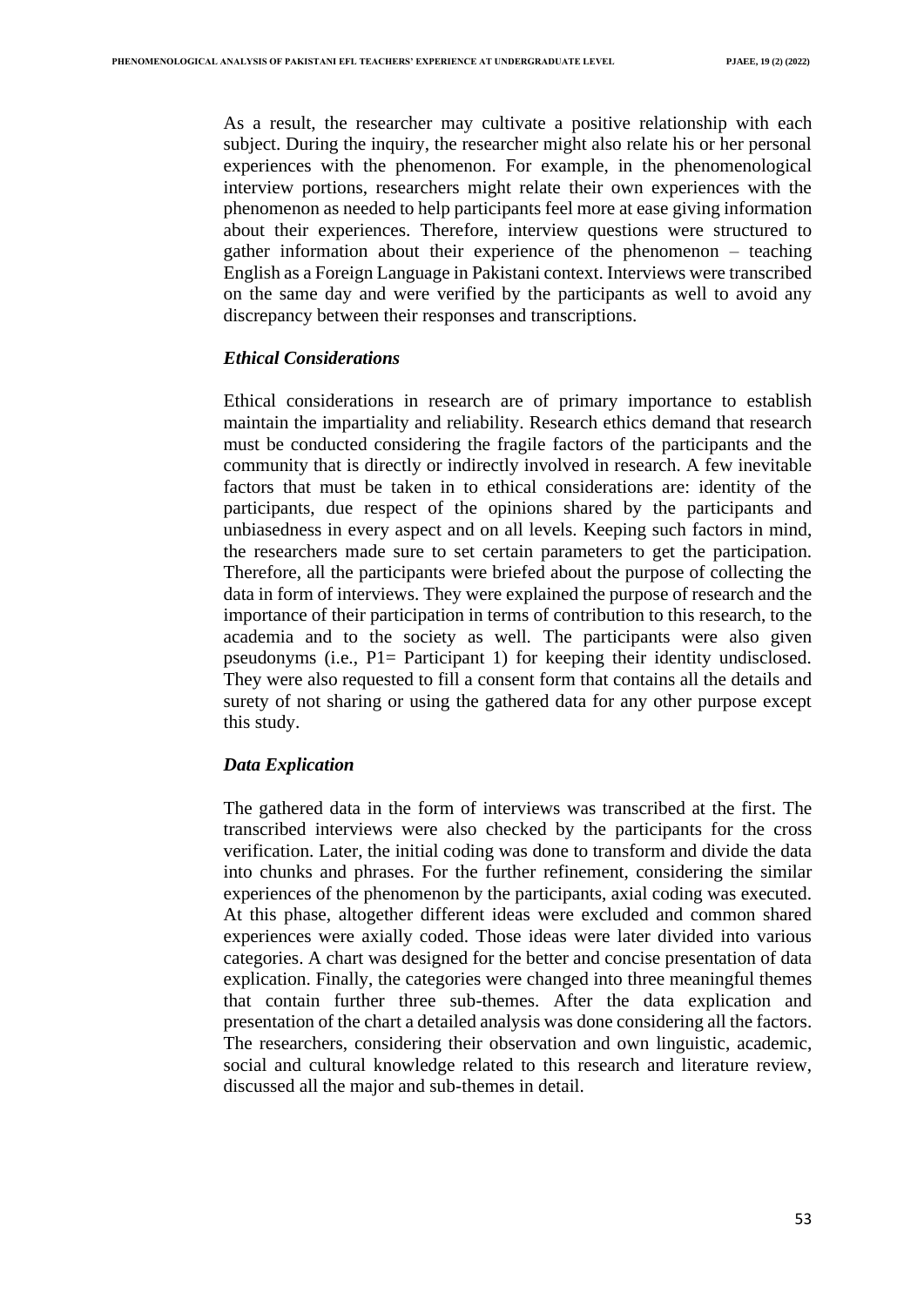As a result, the researcher may cultivate a positive relationship with each subject. During the inquiry, the researcher might also relate his or her personal experiences with the phenomenon. For example, in the phenomenological interview portions, researchers might relate their own experiences with the phenomenon as needed to help participants feel more at ease giving information about their experiences. Therefore, interview questions were structured to gather information about their experience of the phenomenon – teaching English as a Foreign Language in Pakistani context. Interviews were transcribed on the same day and were verified by the participants as well to avoid any discrepancy between their responses and transcriptions.

### *Ethical Considerations*

Ethical considerations in research are of primary importance to establish maintain the impartiality and reliability. Research ethics demand that research must be conducted considering the fragile factors of the participants and the community that is directly or indirectly involved in research. A few inevitable factors that must be taken in to ethical considerations are: identity of the participants, due respect of the opinions shared by the participants and unbiasedness in every aspect and on all levels. Keeping such factors in mind, the researchers made sure to set certain parameters to get the participation. Therefore, all the participants were briefed about the purpose of collecting the data in form of interviews. They were explained the purpose of research and the importance of their participation in terms of contribution to this research, to the academia and to the society as well. The participants were also given pseudonyms (i.e., P1= Participant 1) for keeping their identity undisclosed. They were also requested to fill a consent form that contains all the details and surety of not sharing or using the gathered data for any other purpose except this study.

### *Data Explication*

The gathered data in the form of interviews was transcribed at the first. The transcribed interviews were also checked by the participants for the cross verification. Later, the initial coding was done to transform and divide the data into chunks and phrases. For the further refinement, considering the similar experiences of the phenomenon by the participants, axial coding was executed. At this phase, altogether different ideas were excluded and common shared experiences were axially coded. Those ideas were later divided into various categories. A chart was designed for the better and concise presentation of data explication. Finally, the categories were changed into three meaningful themes that contain further three sub-themes. After the data explication and presentation of the chart a detailed analysis was done considering all the factors. The researchers, considering their observation and own linguistic, academic, social and cultural knowledge related to this research and literature review, discussed all the major and sub-themes in detail.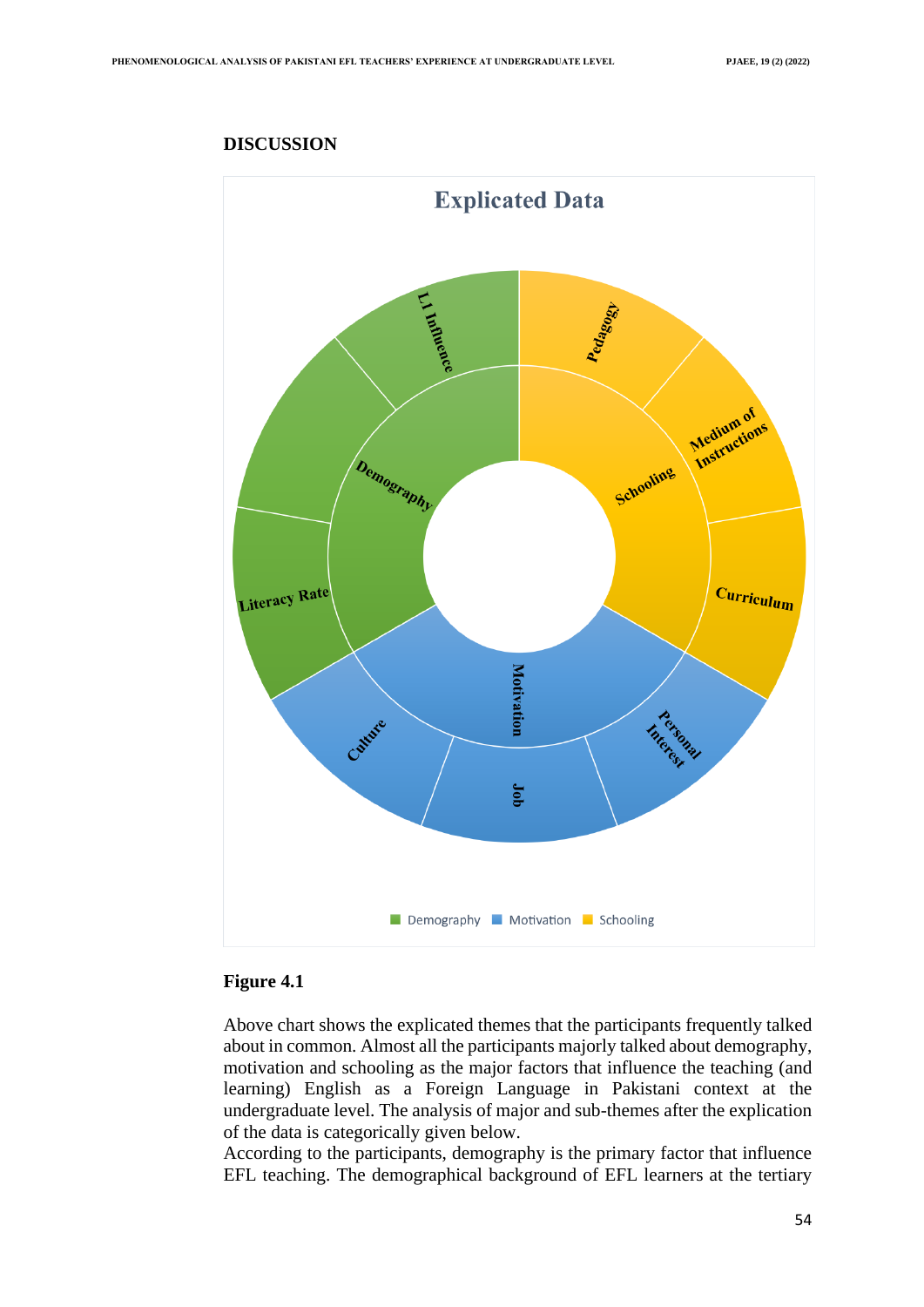## DISCUSSION

**Figure 4.1**

Above chart shows the explicated themes that the participants frequently talked about in common. Almost all the participants majorly talked about demography, motivation and schooling as the major factors that influence the teaching (and learning) English as a Foreign Language in Pakistani context at the undergraduate level. The analysis of major and sub-themes after the explication of the data is categorically given below.

According to the participants, demography is the primary factor that influence EFL teaching. The demographical background of EFL learners at the tertiary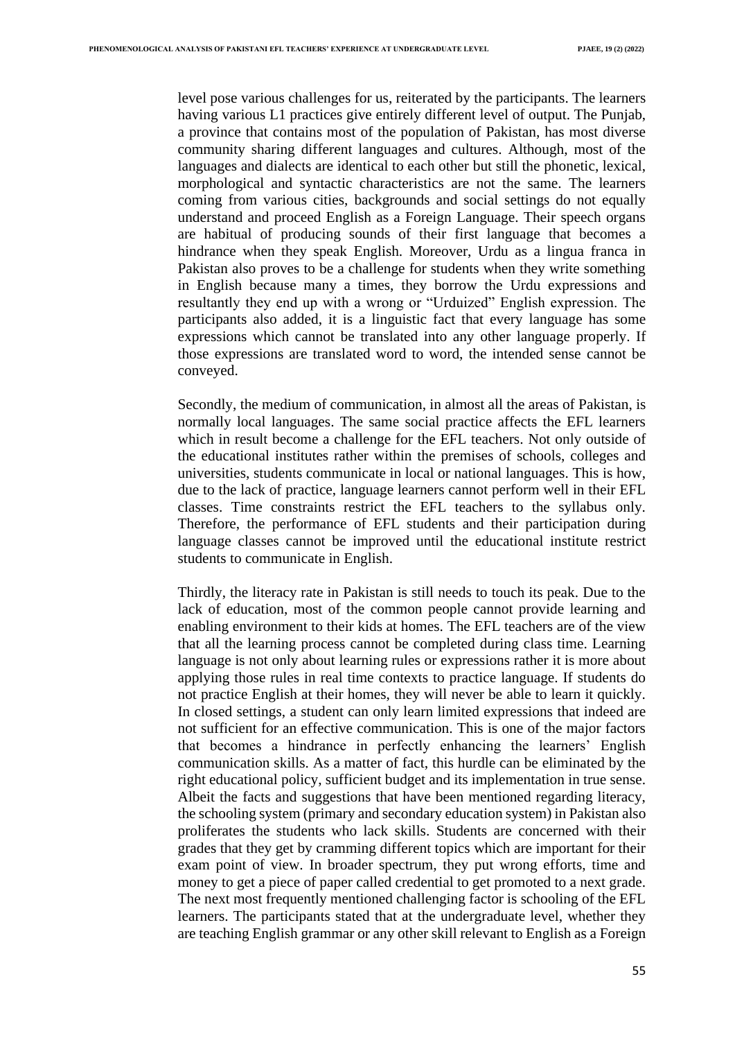level pose various challenges for us, reiterated by the participants. The learners having various L1 practices give entirely different level of output. The Punjab, a province that contains most of the population of Pakistan, has most diverse community sharing different languages and cultures. Although, most of the languages and dialects are identical to each other but still the phonetic, lexical, morphological and syntactic characteristics are not the same. The learners coming from various cities, backgrounds and social settings do not equally understand and proceed English as a Foreign Language. Their speech organs are habitual of producing sounds of their first language that becomes a hindrance when they speak English. Moreover, Urdu as a lingua franca in Pakistan also proves to be a challenge for students when they write something in English because many a times, they borrow the Urdu expressions and resultantly they end up with a wrong or "Urduized" English expression. The participants also added, it is a linguistic fact that every language has some expressions which cannot be translated into any other language properly. If those expressions are translated word to word, the intended sense cannot be conveyed.

Secondly, the medium of communication, in almost all the areas of Pakistan, is normally local languages. The same social practice affects the EFL learners which in result become a challenge for the EFL teachers. Not only outside of the educational institutes rather within the premises of schools, colleges and universities, students communicate in local or national languages. This is how, due to the lack of practice, language learners cannot perform well in their EFL classes. Time constraints restrict the EFL teachers to the syllabus only. Therefore, the performance of EFL students and their participation during language classes cannot be improved until the educational institute restrict students to communicate in English.

Thirdly, the literacy rate in Pakistan is still needs to touch its peak. Due to the lack of education, most of the common people cannot provide learning and enabling environment to their kids at homes. The EFL teachers are of the view that all the learning process cannot be completed during class time. Learning language is not only about learning rules or expressions rather it is more about applying those rules in real time contexts to practice language. If students do not practice English at their homes, they will never be able to learn it quickly. In closed settings, a student can only learn limited expressions that indeed are not sufficient for an effective communication. This is one of the major factors that becomes a hindrance in perfectly enhancing the learners' English communication skills. As a matter of fact, this hurdle can be eliminated by the right educational policy, sufficient budget and its implementation in true sense. Albeit the facts and suggestions that have been mentioned regarding literacy, the schooling system (primary and secondary education system) in Pakistan also proliferates the students who lack skills. Students are concerned with their grades that they get by cramming different topics which are important for their exam point of view. In broader spectrum, they put wrong efforts, time and money to get a piece of paper called credential to get promoted to a next grade. The next most frequently mentioned challenging factor is schooling of the EFL learners. The participants stated that at the undergraduate level, whether they are teaching English grammar or any other skill relevant to English as a Foreign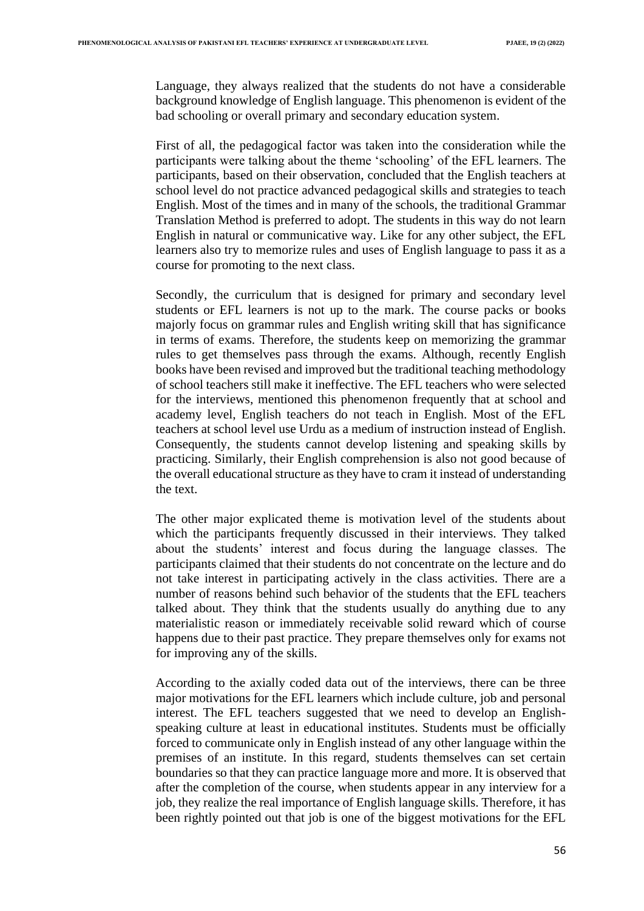Language, they always realized that the students do not have a considerable background knowledge of English language. This phenomenon is evident of the bad schooling or overall primary and secondary education system.

First of all, the pedagogical factor was taken into the consideration while the participants were talking about the theme 'schooling' of the EFL learners. The participants, based on their observation, concluded that the English teachers at school level do not practice advanced pedagogical skills and strategies to teach English. Most of the times and in many of the schools, the traditional Grammar Translation Method is preferred to adopt. The students in this way do not learn English in natural or communicative way. Like for any other subject, the EFL learners also try to memorize rules and uses of English language to pass it as a course for promoting to the next class.

Secondly, the curriculum that is designed for primary and secondary level students or EFL learners is not up to the mark. The course packs or books majorly focus on grammar rules and English writing skill that has significance in terms of exams. Therefore, the students keep on memorizing the grammar rules to get themselves pass through the exams. Although, recently English books have been revised and improved but the traditional teaching methodology of school teachers still make it ineffective. The EFL teachers who were selected for the interviews, mentioned this phenomenon frequently that at school and academy level, English teachers do not teach in English. Most of the EFL teachers at school level use Urdu as a medium of instruction instead of English. Consequently, the students cannot develop listening and speaking skills by practicing. Similarly, their English comprehension is also not good because of the overall educational structure as they have to cram it instead of understanding the text.

The other major explicated theme is motivation level of the students about which the participants frequently discussed in their interviews. They talked about the students' interest and focus during the language classes. The participants claimed that their students do not concentrate on the lecture and do not take interest in participating actively in the class activities. There are a number of reasons behind such behavior of the students that the EFL teachers talked about. They think that the students usually do anything due to any materialistic reason or immediately receivable solid reward which of course happens due to their past practice. They prepare themselves only for exams not for improving any of the skills.

According to the axially coded data out of the interviews, there can be three major motivations for the EFL learners which include culture, job and personal interest. The EFL teachers suggested that we need to develop an English-speaking culture at least in educational institutes. Students must be officially forced to communicate only in English instead of any other language within the premises of an institute. In this regard, students themselves can set certain boundaries so that they can practice language more and more. It is observed that after the completion of the course, when students appear in any interview for a job, they realize the real importance of English language skills. Therefore, it has been rightly pointed out that job is one of the biggest motivations for the EFL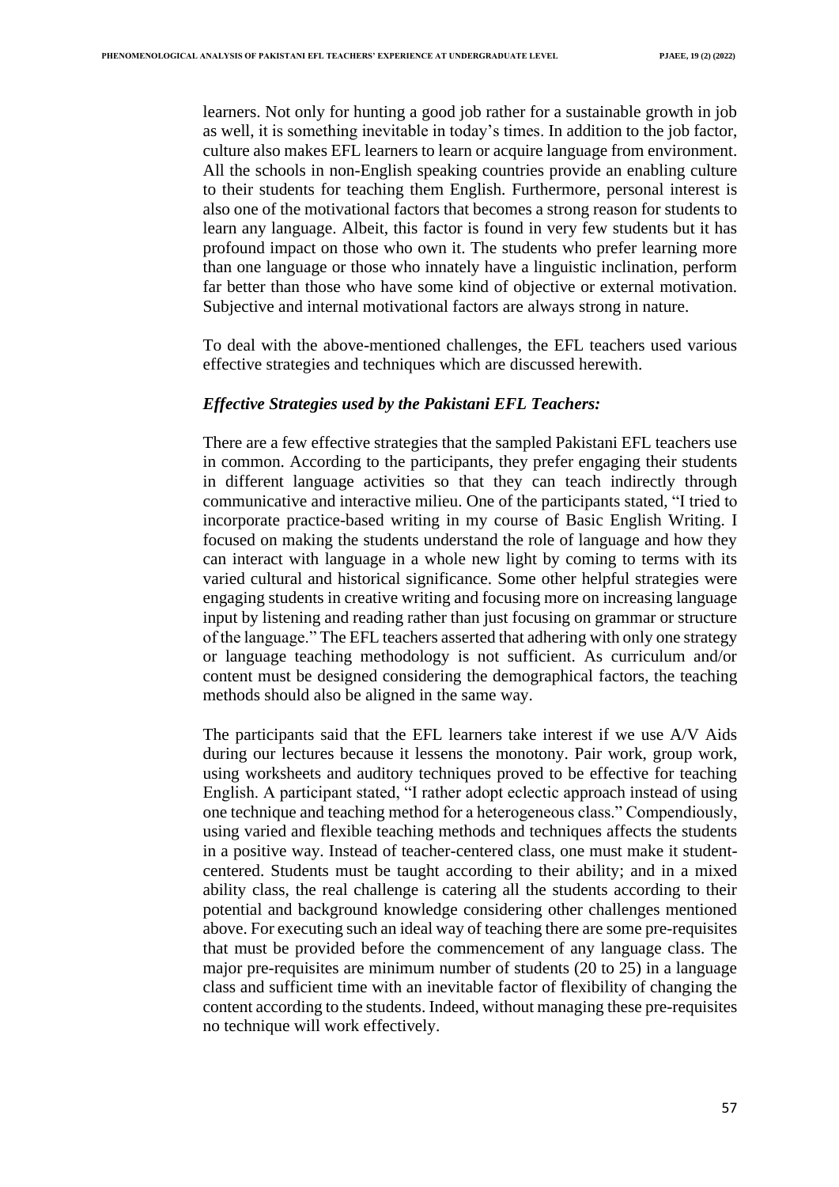learners. Not only for hunting a good job rather for a sustainable growth in job as well, it is something inevitable in today's times. In addition to the job factor, culture also makes EFL learners to learn or acquire language from environment. All the schools in non-English speaking countries provide an enabling culture to their students for teaching them English. Furthermore, personal interest is also one of the motivational factors that becomes a strong reason for students to learn any language. Albeit, this factor is found in very few students but it has profound impact on those who own it. The students who prefer learning more than one language or those who innately have a linguistic inclination, perform far better than those who have some kind of objective or external motivation. Subjective and internal motivational factors are always strong in nature.

To deal with the above-mentioned challenges, the EFL teachers used various effective strategies and techniques which are discussed herewith.

### *Effective Strategies used by the Pakistani EFL Teachers:*

There are a few effective strategies that the sampled Pakistani EFL teachers use in common. According to the participants, they prefer engaging their students in different language activities so that they can teach indirectly through communicative and interactive milieu. One of the participants stated, "I tried to incorporate practice-based writing in my course of Basic English Writing. I focused on making the students understand the role of language and how they can interact with language in a whole new light by coming to terms with its varied cultural and historical significance. Some other helpful strategies were engaging students in creative writing and focusing more on increasing language input by listening and reading rather than just focusing on grammar or structure of the language." The EFL teachers asserted that adhering with only one strategy or language teaching methodology is not sufficient. As curriculum and/or content must be designed considering the demographical factors, the teaching methods should also be aligned in the same way.

The participants said that the EFL learners take interest if we use A/V Aids during our lectures because it lessens the monotony. Pair work, group work, using worksheets and auditory techniques proved to be effective for teaching English. A participant stated, "I rather adopt eclectic approach instead of using one technique and teaching method for a heterogeneous class." Compendiously, using varied and flexible teaching methods and techniques affects the students in a positive way. Instead of teacher-centered class, one must make it student-centered. Students must be taught according to their ability; and in a mixed ability class, the real challenge is catering all the students according to their potential and background knowledge considering other challenges mentioned above. For executing such an ideal way of teaching there are some pre-requisites that must be provided before the commencement of any language class. The major pre-requisites are minimum number of students (20 to 25) in a language class and sufficient time with an inevitable factor of flexibility of changing the content according to the students. Indeed, without managing these pre-requisites no technique will work effectively.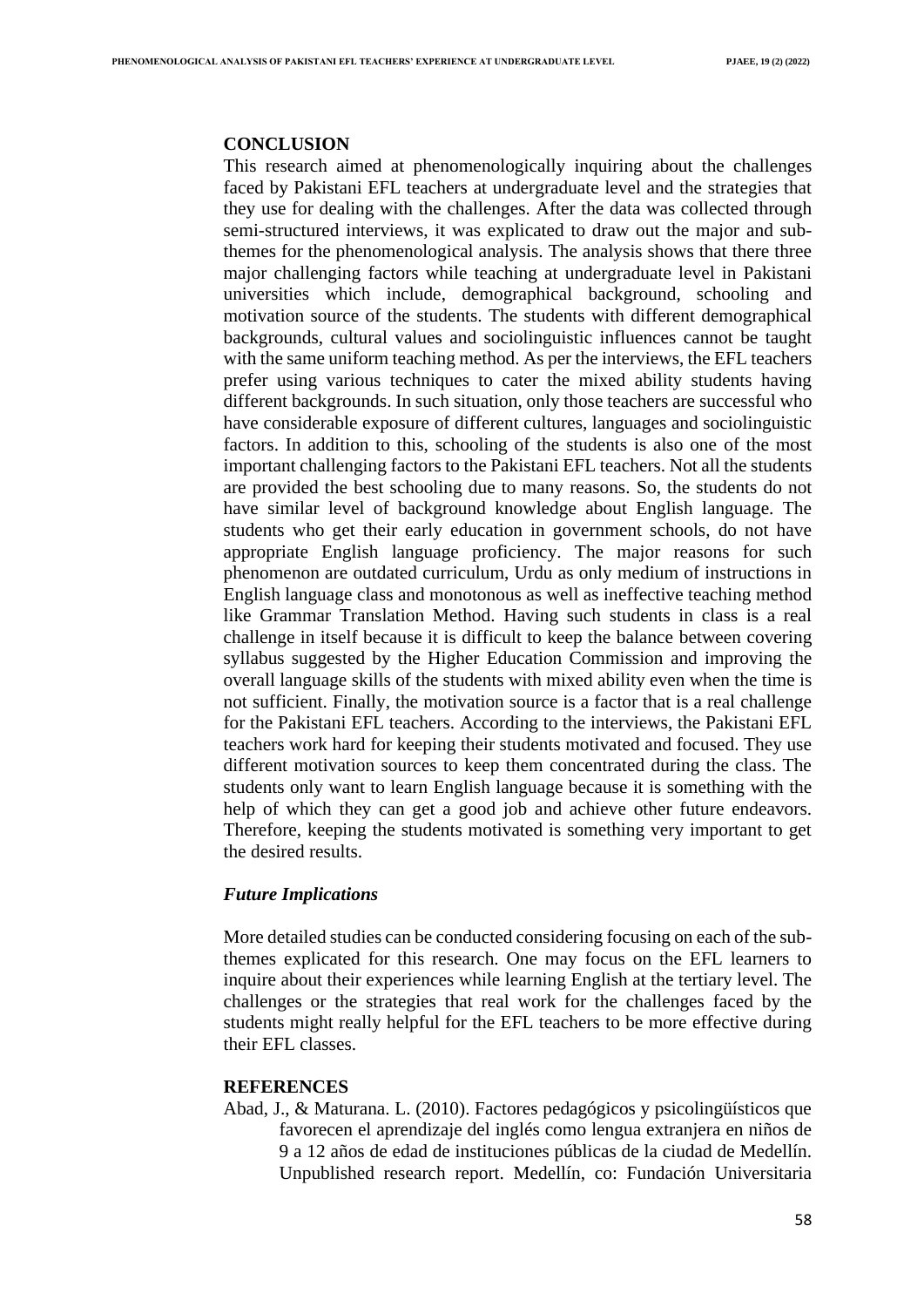## CONCLUSION

This research aimed at phenomenologically inquiring about the challenges faced by Pakistani EFL teachers at undergraduate level and the strategies that they use for dealing with the challenges. After the data was collected through semi-structured interviews, it was explicated to draw out the major and sub-themes for the phenomenological analysis. The analysis shows that there three major challenging factors while teaching at undergraduate level in Pakistani universities which include, demographical background, schooling and motivation source of the students. The students with different demographical backgrounds, cultural values and sociolinguistic influences cannot be taught with the same uniform teaching method. As per the interviews, the EFL teachers prefer using various techniques to cater the mixed ability students having different backgrounds. In such situation, only those teachers are successful who have considerable exposure of different cultures, languages and sociolinguistic factors. In addition to this, schooling of the students is also one of the most important challenging factors to the Pakistani EFL teachers. Not all the students are provided the best schooling due to many reasons. So, the students do not have similar level of background knowledge about English language. The students who get their early education in government schools, do not have appropriate English language proficiency. The major reasons for such phenomenon are outdated curriculum, Urdu as only medium of instructions in English language class and monotonous as well as ineffective teaching method like Grammar Translation Method. Having such students in class is a real challenge in itself because it is difficult to keep the balance between covering syllabus suggested by the Higher Education Commission and improving the overall language skills of the students with mixed ability even when the time is not sufficient. Finally, the motivation source is a factor that is a real challenge for the Pakistani EFL teachers. According to the interviews, the Pakistani EFL teachers work hard for keeping their students motivated and focused. They use different motivation sources to keep them concentrated during the class. The students only want to learn English language because it is something with the help of which they can get a good job and achieve other future endeavors. Therefore, keeping the students motivated is something very important to get the desired results.

### *Future Implications*

More detailed studies can be conducted considering focusing on each of the sub-themes explicated for this research. One may focus on the EFL learners to inquire about their experiences while learning English at the tertiary level. The challenges or the strategies that real work for the challenges faced by the students might really helpful for the EFL teachers to be more effective during their EFL classes.

## REFERENCES

Abad, J., & Maturana. L. (2010). Factores pedagógicos y psicolingüísticos que favorecen el aprendizaje del inglés como lengua extranjera en niños de 9 a 12 años de edad de instituciones públicas de la ciudad de Medellín. Unpublished research report. Medellín, co: Fundación Universitaria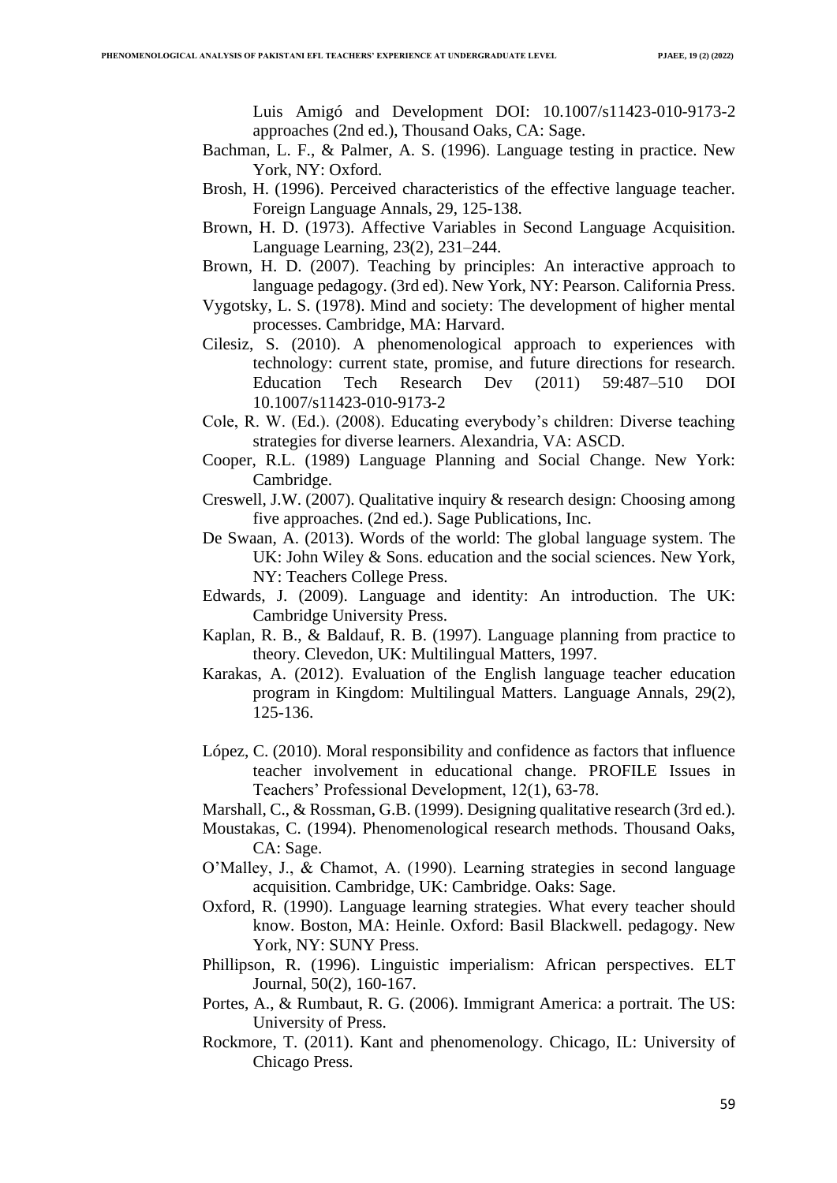Luis Amigó and Development DOI: 10.1007/s11423-010-9173-2 approaches (2nd ed.), Thousand Oaks, CA: Sage.

Bachman, L. F., & Palmer, A. S. (1996). Language testing in practice. New York, NY: Oxford.

Brosh, H. (1996). Perceived characteristics of the effective language teacher. Foreign Language Annals, 29, 125-138.

Brown, H. D. (1973). Affective Variables in Second Language Acquisition. Language Learning, 23(2), 231–244.

Brown, H. D. (2007). Teaching by principles: An interactive approach to language pedagogy. (3rd ed). New York, NY: Pearson. California Press.

Vygotsky, L. S. (1978). Mind and society: The development of higher mental processes. Cambridge, MA: Harvard.

Cilesiz, S. (2010). A phenomenological approach to experiences with technology: current state, promise, and future directions for research. Education Tech Research Dev (2011) 59:487–510 DOI 10.1007/s11423-010-9173-2

Cole, R. W. (Ed.). (2008). Educating everybody's children: Diverse teaching strategies for diverse learners. Alexandria, VA: ASCD.

Cooper, R.L. (1989) Language Planning and Social Change. New York: Cambridge.

Creswell, J.W. (2007). Qualitative inquiry & research design: Choosing among five approaches. (2nd ed.). Sage Publications, Inc.

De Swaan, A. (2013). Words of the world: The global language system. The UK: John Wiley & Sons. education and the social sciences. New York, NY: Teachers College Press.

Edwards, J. (2009). Language and identity: An introduction. The UK: Cambridge University Press.

Kaplan, R. B., & Baldauf, R. B. (1997). Language planning from practice to theory. Clevedon, UK: Multilingual Matters, 1997.

Karakas, A. (2012). Evaluation of the English language teacher education program in Kingdom: Multilingual Matters. Language Annals, 29(2), 125-136.

López, C. (2010). Moral responsibility and confidence as factors that influence teacher involvement in educational change. PROFILE Issues in Teachers' Professional Development, 12(1), 63-78.

Marshall, C., & Rossman, G.B. (1999). Designing qualitative research (3rd ed.).

Moustakas, C. (1994). Phenomenological research methods. Thousand Oaks, CA: Sage.

O'Malley, J., & Chamot, A. (1990). Learning strategies in second language acquisition. Cambridge, UK: Cambridge. Oaks: Sage.

Oxford, R. (1990). Language learning strategies. What every teacher should know. Boston, MA: Heinle. Oxford: Basil Blackwell. pedagogy. New York, NY: SUNY Press.

Phillipson, R. (1996). Linguistic imperialism: African perspectives. ELT Journal, 50(2), 160-167.

Portes, A., & Rumbaut, R. G. (2006). Immigrant America: a portrait. The US: University of Press.

Rockmore, T. (2011). Kant and phenomenology. Chicago, IL: University of Chicago Press.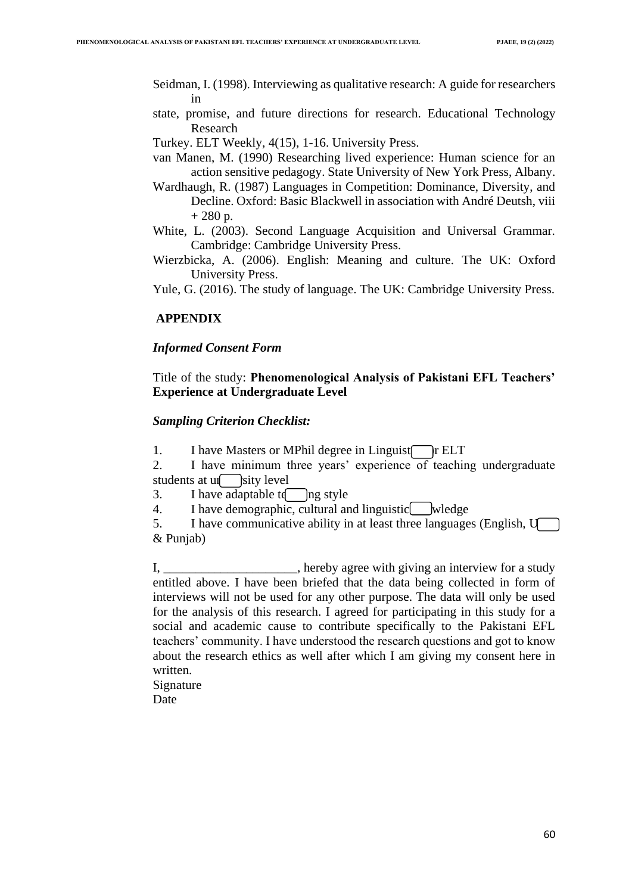Seidman, I. (1998). Interviewing as qualitative research: A guide for researchers in

state, promise, and future directions for research. Educational Technology Research

Turkey. ELT Weekly, 4(15), 1-16. University Press.

van Manen, M. (1990) Researching lived experience: Human science for an action sensitive pedagogy. State University of New York Press, Albany.

Wardhaugh, R. (1987) Languages in Competition: Dominance, Diversity, and Decline. Oxford: Basic Blackwell in association with André Deutsh, viii + 280 p.

White, L. (2003). Second Language Acquisition and Universal Grammar. Cambridge: Cambridge University Press.

Wierzbicka, A. (2006). English: Meaning and culture. The UK: Oxford University Press.

Yule, G. (2016). The study of language. The UK: Cambridge University Press.

## APPENDIX

### *Informed Consent Form*

Title of the study: **Phenomenological Analysis of Pakistani EFL Teachers' Experience at Undergraduate Level**

***Sampling Criterion Checklist:***

1. I have Masters or MPhil degree in Linguist☐r ELT
2. I have minimum three years' experience of teaching undergraduate students at ur☐sity level
3. I have adaptable te☐ng style
4. I have demographic, cultural and linguistic☐wledge
5. I have communicative ability in at least three languages (English, U☐ & Punjab)

I, ____________________, hereby agree with giving an interview for a study entitled above. I have been briefed that the data being collected in form of interviews will not be used for any other purpose. The data will only be used for the analysis of this research. I agreed for participating in this study for a social and academic cause to contribute specifically to the Pakistani EFL teachers' community. I have understood the research questions and got to know about the research ethics as well after which I am giving my consent here in written.

Signature

Date